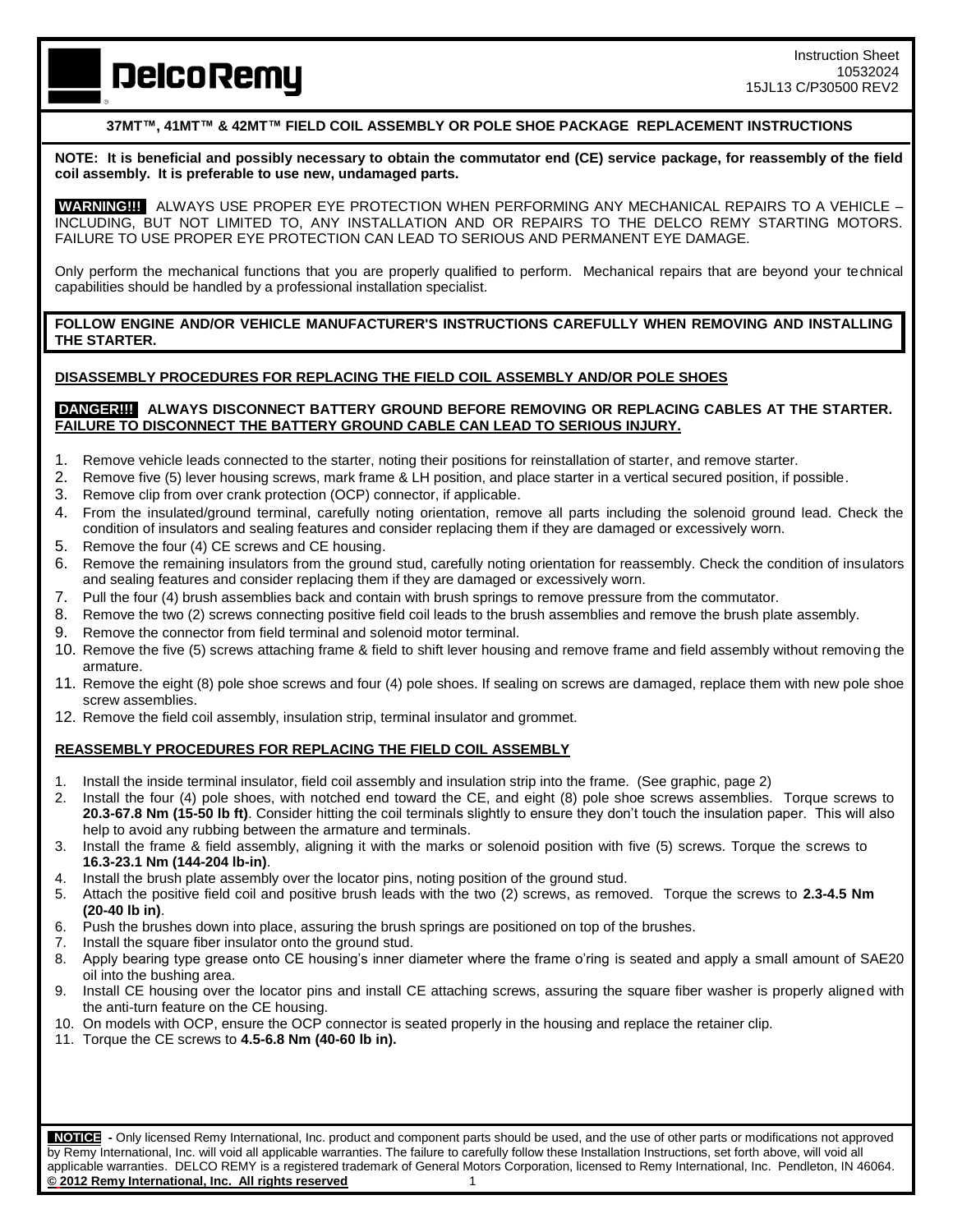DelcoRemy

Instruction Sheet
10532024
15JL13 C/P30500 REV2

## 37MT™, 41MT™ & 42MT™ FIELD COIL ASSEMBLY OR POLE SHOE PACKAGE REPLACEMENT INSTRUCTIONS

**NOTE: It is beneficial and possibly necessary to obtain the commutator end (CE) service package, for reassembly of the field coil assembly. It is preferable to use new, undamaged parts.**

**WARNING!!!** ALWAYS USE PROPER EYE PROTECTION WHEN PERFORMING ANY MECHANICAL REPAIRS TO A VEHICLE – INCLUDING, BUT NOT LIMITED TO, ANY INSTALLATION AND OR REPAIRS TO THE DELCO REMY STARTING MOTORS. FAILURE TO USE PROPER EYE PROTECTION CAN LEAD TO SERIOUS AND PERMANENT EYE DAMAGE.

Only perform the mechanical functions that you are properly qualified to perform. Mechanical repairs that are beyond your technical capabilities should be handled by a professional installation specialist.

**FOLLOW ENGINE AND/OR VEHICLE MANUFACTURER'S INSTRUCTIONS CAREFULLY WHEN REMOVING AND INSTALLING THE STARTER.**

### DISASSEMBLY PROCEDURES FOR REPLACING THE FIELD COIL ASSEMBLY AND/OR POLE SHOES

**DANGER!!! ALWAYS DISCONNECT BATTERY GROUND BEFORE REMOVING OR REPLACING CABLES AT THE STARTER. FAILURE TO DISCONNECT THE BATTERY GROUND CABLE CAN LEAD TO SERIOUS INJURY.**

1. Remove vehicle leads connected to the starter, noting their positions for reinstallation of starter, and remove starter.
2. Remove five (5) lever housing screws, mark frame & LH position, and place starter in a vertical secured position, if possible.
3. Remove clip from over crank protection (OCP) connector, if applicable.
4. From the insulated/ground terminal, carefully noting orientation, remove all parts including the solenoid ground lead. Check the condition of insulators and sealing features and consider replacing them if they are damaged or excessively worn.
5. Remove the four (4) CE screws and CE housing.
6. Remove the remaining insulators from the ground stud, carefully noting orientation for reassembly. Check the condition of insulators and sealing features and consider replacing them if they are damaged or excessively worn.
7. Pull the four (4) brush assemblies back and contain with brush springs to remove pressure from the commutator.
8. Remove the two (2) screws connecting positive field coil leads to the brush assemblies and remove the brush plate assembly.
9. Remove the connector from field terminal and solenoid motor terminal.
10. Remove the five (5) screws attaching frame & field to shift lever housing and remove frame and field assembly without removing the armature.
11. Remove the eight (8) pole shoe screws and four (4) pole shoes. If sealing on screws are damaged, replace them with new pole shoe screw assemblies.
12. Remove the field coil assembly, insulation strip, terminal insulator and grommet.

### REASSEMBLY PROCEDURES FOR REPLACING THE FIELD COIL ASSEMBLY

1. Install the inside terminal insulator, field coil assembly and insulation strip into the frame. (See graphic, page 2)
2. Install the four (4) pole shoes, with notched end toward the CE, and eight (8) pole shoe screws assemblies. Torque screws to **20.3-67.8 Nm (15-50 lb ft)**. Consider hitting the coil terminals slightly to ensure they don't touch the insulation paper. This will also help to avoid any rubbing between the armature and terminals.
3. Install the frame & field assembly, aligning it with the marks or solenoid position with five (5) screws. Torque the screws to **16.3-23.1 Nm (144-204 lb-in)**.
4. Install the brush plate assembly over the locator pins, noting position of the ground stud.
5. Attach the positive field coil and positive brush leads with the two (2) screws, as removed. Torque the screws to **2.3-4.5 Nm (20-40 lb in)**.
6. Push the brushes down into place, assuring the brush springs are positioned on top of the brushes.
7. Install the square fiber insulator onto the ground stud.
8. Apply bearing type grease onto CE housing's inner diameter where the frame o'ring is seated and apply a small amount of SAE20 oil into the bushing area.
9. Install CE housing over the locator pins and install CE attaching screws, assuring the square fiber washer is properly aligned with the anti-turn feature on the CE housing.
10. On models with OCP, ensure the OCP connector is seated properly in the housing and replace the retainer clip.
11. Torque the CE screws to **4.5-6.8 Nm (40-60 lb in).**

**NOTICE** - Only licensed Remy International, Inc. product and component parts should be used, and the use of other parts or modifications not approved by Remy International, Inc. will void all applicable warranties. The failure to carefully follow these Installation Instructions, set forth above, will void all applicable warranties. DELCO REMY is a registered trademark of General Motors Corporation, licensed to Remy International, Inc. Pendleton, IN 46064.
**© 2012 Remy International, Inc. All rights reserved**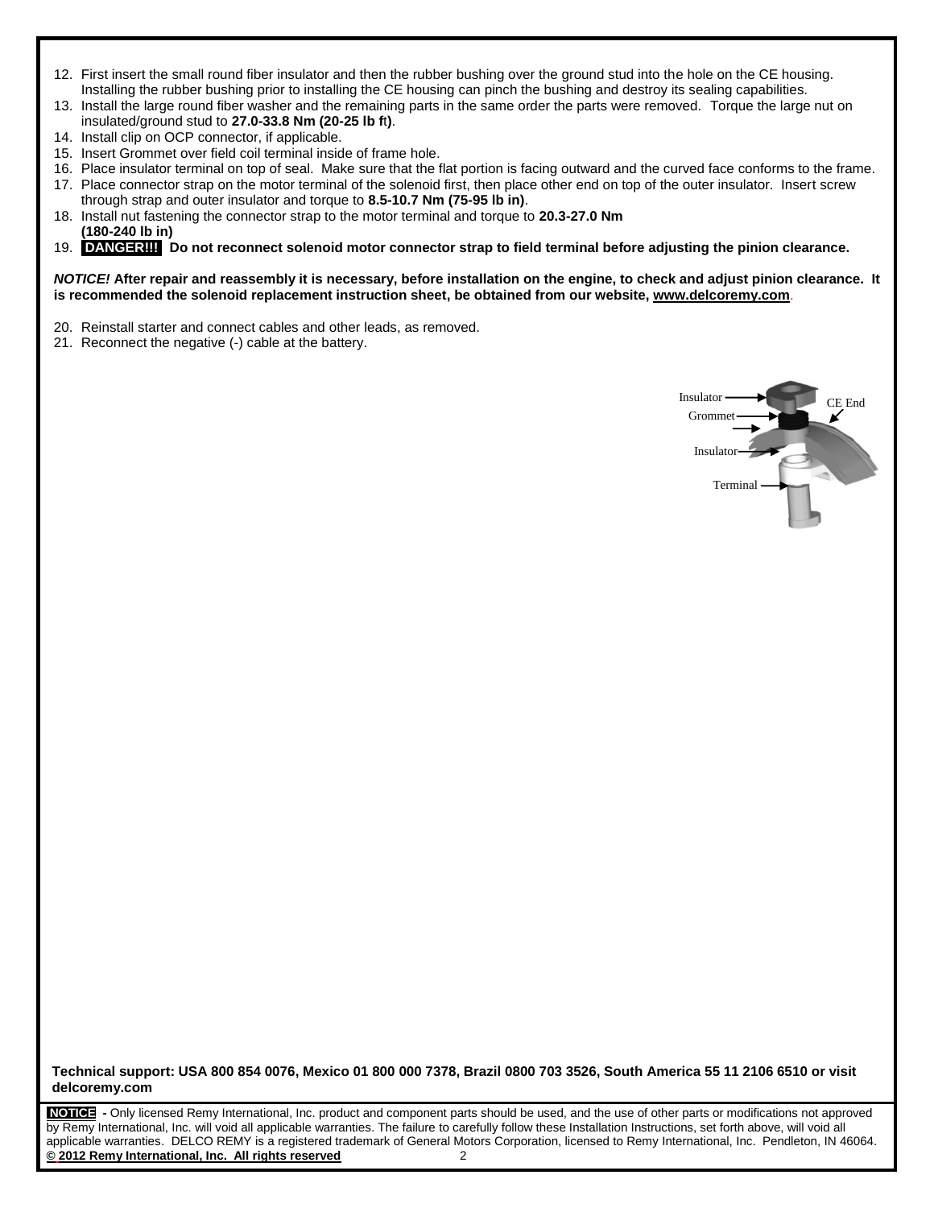12. First insert the small round fiber insulator and then the rubber bushing over the ground stud into the hole on the CE housing. Installing the rubber bushing prior to installing the CE housing can pinch the bushing and destroy its sealing capabilities.
13. Install the large round fiber washer and the remaining parts in the same order the parts were removed. Torque the large nut on insulated/ground stud to **27.0-33.8 Nm (20-25 lb ft)**.
14. Install clip on OCP connector, if applicable.
15. Insert Grommet over field coil terminal inside of frame hole.
16. Place insulator terminal on top of seal. Make sure that the flat portion is facing outward and the curved face conforms to the frame.
17. Place connector strap on the motor terminal of the solenoid first, then place other end on top of the outer insulator. Insert screw through strap and outer insulator and torque to **8.5-10.7 Nm (75-95 lb in)**.
18. Install nut fastening the connector strap to the motor terminal and torque to **20.3-27.0 Nm (180-240 lb in)**
19. **DANGER!!! Do not reconnect solenoid motor connector strap to field terminal before adjusting the pinion clearance.**

***NOTICE!*** **After repair and reassembly it is necessary, before installation on the engine, to check and adjust pinion clearance. It is recommended the solenoid replacement instruction sheet, be obtained from our website, www.delcoremy.com**.

20. Reinstall starter and connect cables and other leads, as removed.
21. Reconnect the negative (-) cable at the battery.

Insulator
Grommet
Insulator
Terminal
CE End

**Technical support: USA 800 854 0076, Mexico 01 800 000 7378, Brazil 0800 703 3526, South America 55 11 2106 6510 or visit delcoremy.com**

**NOTICE -** Only licensed Remy International, Inc. product and component parts should be used, and the use of other parts or modifications not approved by Remy International, Inc. will void all applicable warranties. The failure to carefully follow these Installation Instructions, set forth above, will void all applicable warranties. DELCO REMY is a registered trademark of General Motors Corporation, licensed to Remy International, Inc. Pendleton, IN 46064.
**© 2012 Remy International, Inc. All rights reserved**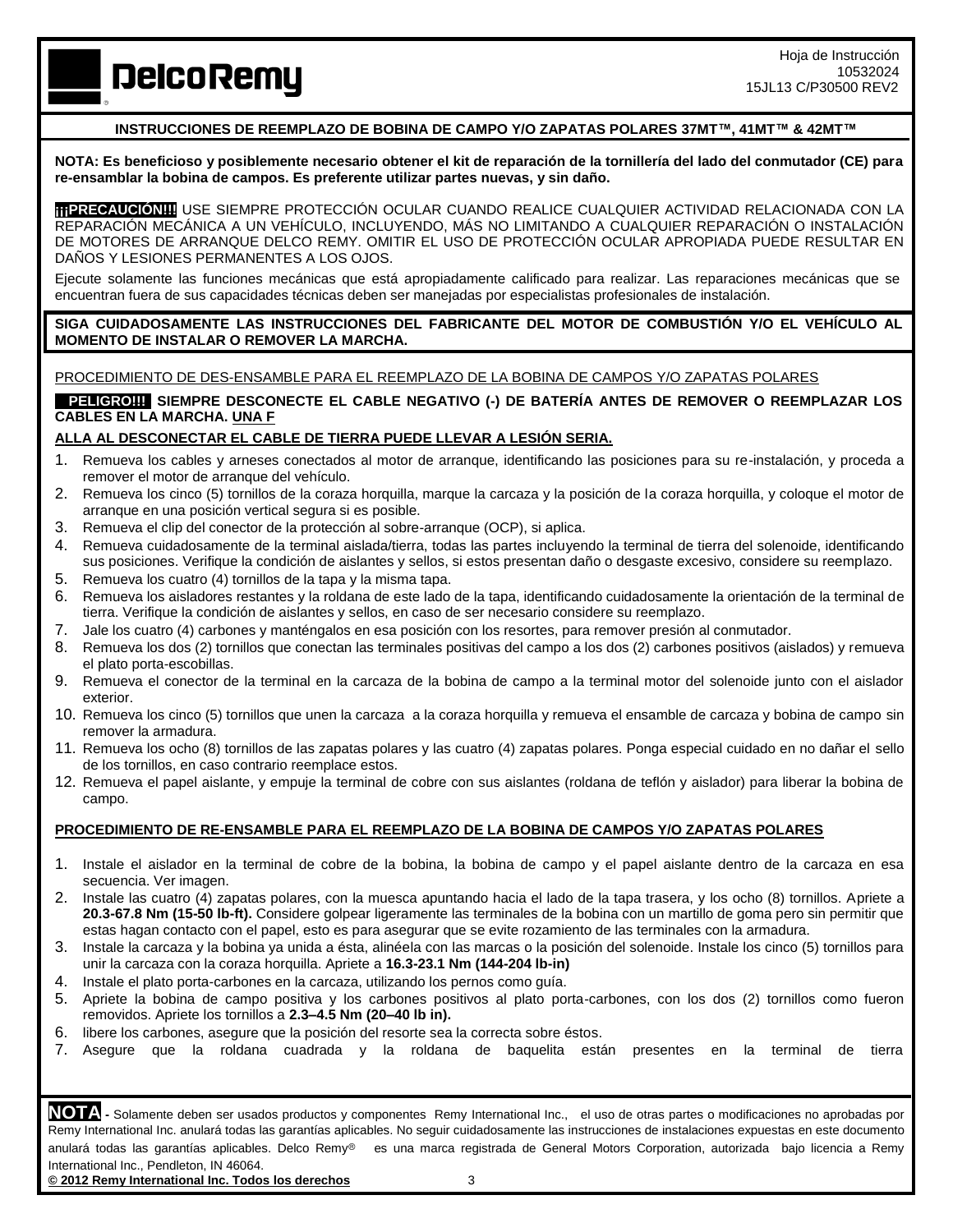Hoja de Instrucción
10532024
15JL13 C/P30500 REV2

**INSTRUCCIONES DE REEMPLAZO DE BOBINA DE CAMPO Y/O ZAPATAS POLARES 37MT™, 41MT™ & 42MT™**

**NOTA: Es beneficioso y posiblemente necesario obtener el kit de reparación de la tornillería del lado del conmutador (CE) para re-ensamblar la bobina de campos. Es preferente utilizar partes nuevas, y sin daño.**

**¡¡¡PRECAUCIÓN!!!** USE SIEMPRE PROTECCIÓN OCULAR CUANDO REALICE CUALQUIER ACTIVIDAD RELACIONADA CON LA REPARACIÓN MECÁNICA A UN VEHÍCULO, INCLUYENDO, MÁS NO LIMITANDO A CUALQUIER REPARACIÓN O INSTALACIÓN DE MOTORES DE ARRANQUE DELCO REMY. OMITIR EL USO DE PROTECCIÓN OCULAR APROPIADA PUEDE RESULTAR EN DAÑOS Y LESIONES PERMANENTES A LOS OJOS.

Ejecute solamente las funciones mecánicas que está apropiadamente calificado para realizar. Las reparaciones mecánicas que se encuentran fuera de sus capacidades técnicas deben ser manejadas por especialistas profesionales de instalación.

**SIGA CUIDADOSAMENTE LAS INSTRUCCIONES DEL FABRICANTE DEL MOTOR DE COMBUSTIÓN Y/O EL VEHÍCULO AL MOMENTO DE INSTALAR O REMOVER LA MARCHA.**

PROCEDIMIENTO DE DES-ENSAMBLE PARA EL REEMPLAZO DE LA BOBINA DE CAMPOS Y/O ZAPATAS POLARES

**PELIGRO!!! SIEMPRE DESCONECTE EL CABLE NEGATIVO (-) DE BATERÍA ANTES DE REMOVER O REEMPLAZAR LOS CABLES EN LA MARCHA. UNA F**

**ALLA AL DESCONECTAR EL CABLE DE TIERRA PUEDE LLEVAR A LESIÓN SERIA.**

1. Remueva los cables y arneses conectados al motor de arranque, identificando las posiciones para su re-instalación, y proceda a remover el motor de arranque del vehículo.
2. Remueva los cinco (5) tornillos de la coraza horquilla, marque la carcaza y la posición de la coraza horquilla, y coloque el motor de arranque en una posición vertical segura si es posible.
3. Remueva el clip del conector de la protección al sobre-arranque (OCP), si aplica.
4. Remueva cuidadosamente de la terminal aislada/tierra, todas las partes incluyendo la terminal de tierra del solenoide, identificando sus posiciones. Verifique la condición de aislantes y sellos, si estos presentan daño o desgaste excesivo, considere su reemplazo.
5. Remueva los cuatro (4) tornillos de la tapa y la misma tapa.
6. Remueva los aisladores restantes y la roldana de este lado de la tapa, identificando cuidadosamente la orientación de la terminal de tierra. Verifique la condición de aislantes y sellos, en caso de ser necesario considere su reemplazo.
7. Jale los cuatro (4) carbones y manténgalos en esa posición con los resortes, para remover presión al conmutador.
8. Remueva los dos (2) tornillos que conectan las terminales positivas del campo a los dos (2) carbones positivos (aislados) y remueva el plato porta-escobillas.
9. Remueva el conector de la terminal en la carcaza de la bobina de campo a la terminal motor del solenoide junto con el aislador exterior.
10. Remueva los cinco (5) tornillos que unen la carcaza a la coraza horquilla y remueva el ensamble de carcaza y bobina de campo sin remover la armadura.
11. Remueva los ocho (8) tornillos de las zapatas polares y las cuatro (4) zapatas polares. Ponga especial cuidado en no dañar el sello de los tornillos, en caso contrario reemplace estos.
12. Remueva el papel aislante, y empuje la terminal de cobre con sus aislantes (roldana de teflón y aislador) para liberar la bobina de campo.

**PROCEDIMIENTO DE RE-ENSAMBLE PARA EL REEMPLAZO DE LA BOBINA DE CAMPOS Y/O ZAPATAS POLARES**

1. Instale el aislador en la terminal de cobre de la bobina, la bobina de campo y el papel aislante dentro de la carcaza en esa secuencia. Ver imagen.
2. Instale las cuatro (4) zapatas polares, con la muesca apuntando hacia el lado de la tapa trasera, y los ocho (8) tornillos. Apriete a **20.3-67.8 Nm (15-50 lb-ft).** Considere golpear ligeramente las terminales de la bobina con un martillo de goma pero sin permitir que estas hagan contacto con el papel, esto es para asegurar que se evite rozamiento de las terminales con la armadura.
3. Instale la carcaza y la bobina ya unida a ésta, alinéela con las marcas o la posición del solenoide. Instale los cinco (5) tornillos para unir la carcaza con la coraza horquilla. Apriete a **16.3-23.1 Nm (144-204 lb-in)**
4. Instale el plato porta-carbones en la carcaza, utilizando los pernos como guía.
5. Apriete la bobina de campo positiva y los carbones positivos al plato porta-carbones, con los dos (2) tornillos como fueron removidos. Apriete los tornillos a **2.3–4.5 Nm (20–40 lb in).**
6. libere los carbones, asegure que la posición del resorte sea la correcta sobre éstos.
7. Asegure que la roldana cuadrada y la roldana de baquelita están presentes en la terminal de tierra

**NOTA** - Solamente deben ser usados productos y componentes Remy International Inc., el uso de otras partes o modificaciones no aprobadas por Remy International Inc. anulará todas las garantías aplicables. No seguir cuidadosamente las instrucciones de instalaciones expuestas en este documento anulará todas las garantías aplicables. Delco Remy® es una marca registrada de General Motors Corporation, autorizada bajo licencia a Remy International Inc., Pendleton, IN 46064.

**© 2012 Remy International Inc. Todos los derechos**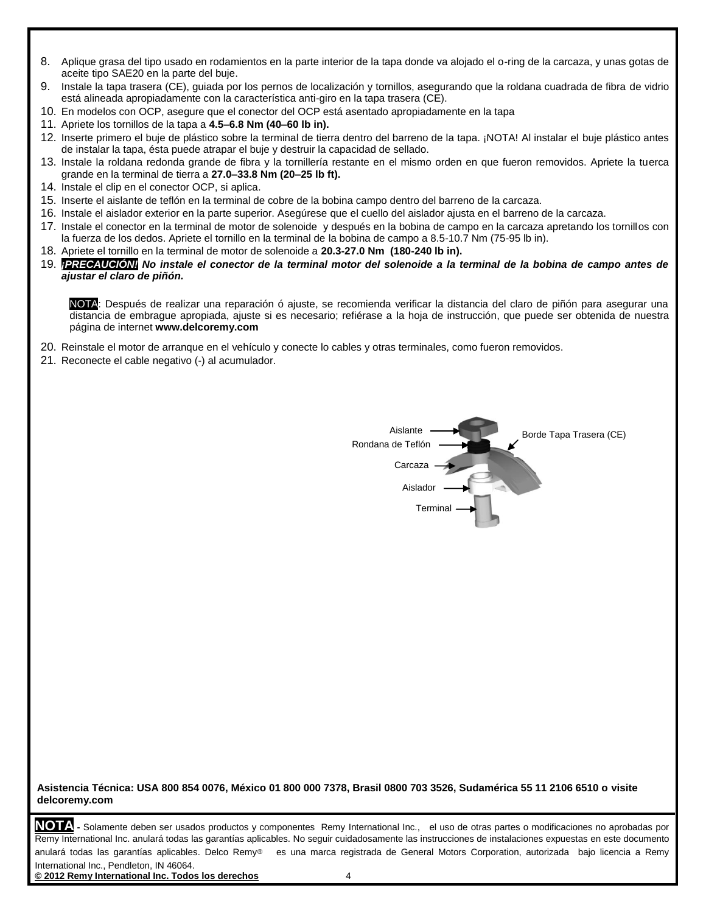8. Aplique grasa del tipo usado en rodamientos en la parte interior de la tapa donde va alojado el o-ring de la carcaza, y unas gotas de aceite tipo SAE20 en la parte del buje.
9. Instale la tapa trasera (CE), guiada por los pernos de localización y tornillos, asegurando que la roldana cuadrada de fibra de vidrio está alineada apropiadamente con la característica anti-giro en la tapa trasera (CE).
10. En modelos con OCP, asegure que el conector del OCP está asentado apropiadamente en la tapa
11. Apriete los tornillos de la tapa a **4.5–6.8 Nm (40–60 lb in).**
12. Inserte primero el buje de plástico sobre la terminal de tierra dentro del barreno de la tapa. ¡NOTA! Al instalar el buje plástico antes de instalar la tapa, ésta puede atrapar el buje y destruir la capacidad de sellado.
13. Instale la roldana redonda grande de fibra y la tornillería restante en el mismo orden en que fueron removidos. Apriete la tuerca grande en la terminal de tierra a **27.0–33.8 Nm (20–25 lb ft).**
14. Instale el clip en el conector OCP, si aplica.
15. Inserte el aislante de teflón en la terminal de cobre de la bobina campo dentro del barreno de la carcaza.
16. Instale el aislador exterior en la parte superior. Asegúrese que el cuello del aislador ajusta en el barreno de la carcaza.
17. Instale el conector en la terminal de motor de solenoide y después en la bobina de campo en la carcaza apretando los tornillos con la fuerza de los dedos. Apriete el tornillo en la terminal de la bobina de campo a 8.5-10.7 Nm (75-95 lb in).
18. Apriete el tornillo en la terminal de motor de solenoide a **20.3-27.0 Nm (180-240 lb in).**
19. ***¡PRECAUCIÓN! No instale el conector de la terminal motor del solenoide a la terminal de la bobina de campo antes de ajustar el claro de piñón.***

    NOTA: Después de realizar una reparación ó ajuste, se recomienda verificar la distancia del claro de piñón para asegurar una distancia de embrague apropiada, ajuste si es necesario; refiérase a la hoja de instrucción, que puede ser obtenida de nuestra página de internet **www.delcoremy.com**

20. Reinstale el motor de arranque en el vehículo y conecte lo cables y otras terminales, como fueron removidos.
21. Reconecte el cable negativo (-) al acumulador.

Aislante
Rondana de Teflón
Borde Tapa Trasera (CE)
Carcaza
Aislador
Terminal

**Asistencia Técnica: USA 800 854 0076, México 01 800 000 7378, Brasil 0800 703 3526, Sudamérica 55 11 2106 6510 o visite delcoremy.com**

**NOTA** - Solamente deben ser usados productos y componentes Remy International Inc., el uso de otras partes o modificaciones no aprobadas por Remy International Inc. anulará todas las garantías aplicables. No seguir cuidadosamente las instrucciones de instalaciones expuestas en este documento anulará todas las garantías aplicables. Delco Remy® es una marca registrada de General Motors Corporation, autorizada bajo licencia a Remy International Inc., Pendleton, IN 46064.

**© 2012 Remy International Inc. Todos los derechos**